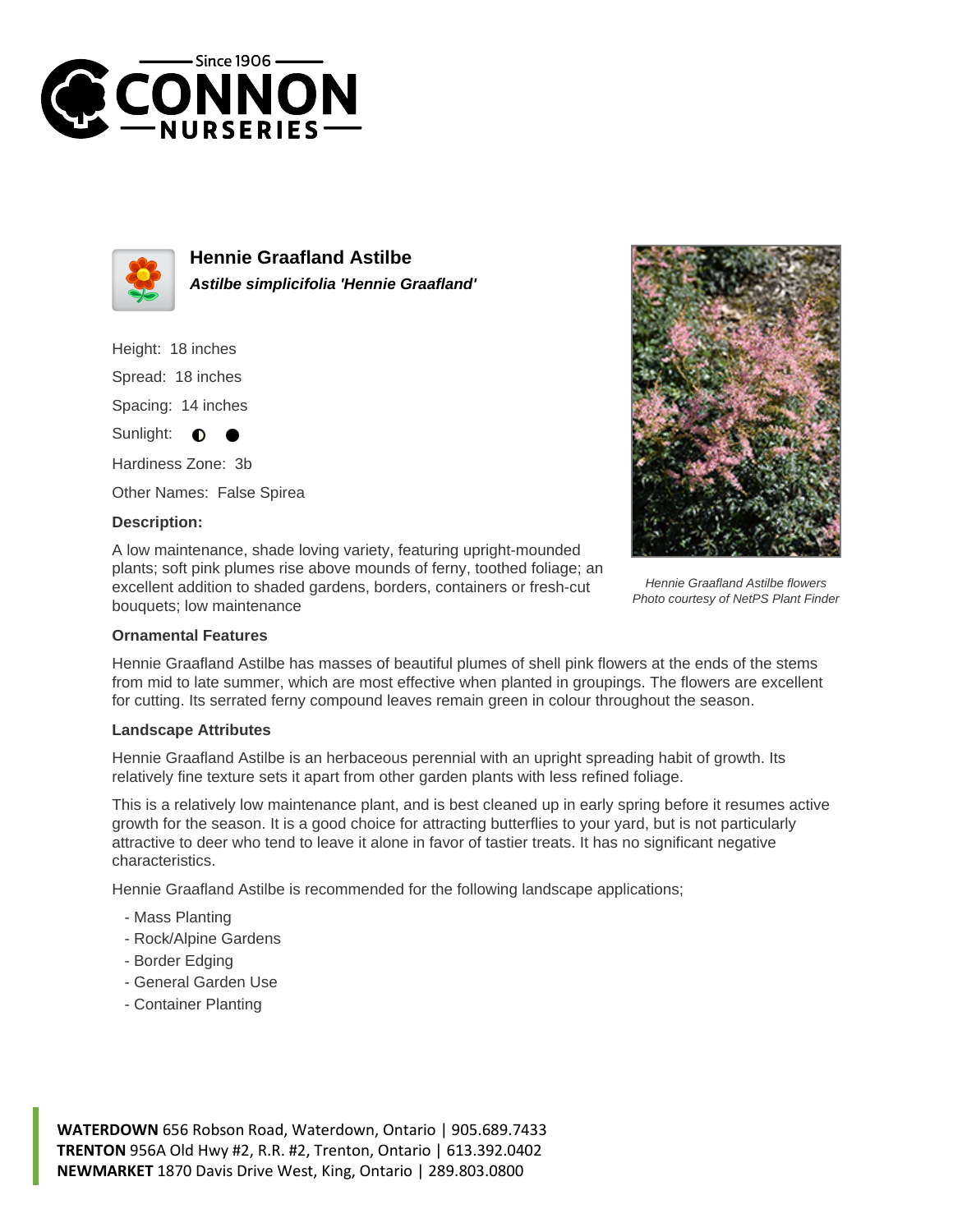# Hennie Graafland Astilbe

***Astilbe simplicifolia 'Hennie Graafland'***

Height: 18 inches

Spread: 18 inches

Spacing: 14 inches

Sunlight: ◐ ●

Hardiness Zone: 3b

Other Names: False Spirea

**Description:**

A low maintenance, shade loving variety, featuring upright-mounded plants; soft pink plumes rise above mounds of ferny, toothed foliage; an excellent addition to shaded gardens, borders, containers or fresh-cut bouquets; low maintenance

*Hennie Graafland Astilbe flowers*
*Photo courtesy of NetPS Plant Finder*

### Ornamental Features

Hennie Graafland Astilbe has masses of beautiful plumes of shell pink flowers at the ends of the stems from mid to late summer, which are most effective when planted in groupings. The flowers are excellent for cutting. Its serrated ferny compound leaves remain green in colour throughout the season.

### Landscape Attributes

Hennie Graafland Astilbe is an herbaceous perennial with an upright spreading habit of growth. Its relatively fine texture sets it apart from other garden plants with less refined foliage.

This is a relatively low maintenance plant, and is best cleaned up in early spring before it resumes active growth for the season. It is a good choice for attracting butterflies to your yard, but is not particularly attractive to deer who tend to leave it alone in favor of tastier treats. It has no significant negative characteristics.

Hennie Graafland Astilbe is recommended for the following landscape applications;

- Mass Planting
- Rock/Alpine Gardens
- Border Edging
- General Garden Use
- Container Planting

**WATERDOWN** 656 Robson Road, Waterdown, Ontario | 905.689.7433
**TRENTON** 956A Old Hwy #2, R.R. #2, Trenton, Ontario | 613.392.0402
**NEWMARKET** 1870 Davis Drive West, King, Ontario | 289.803.0800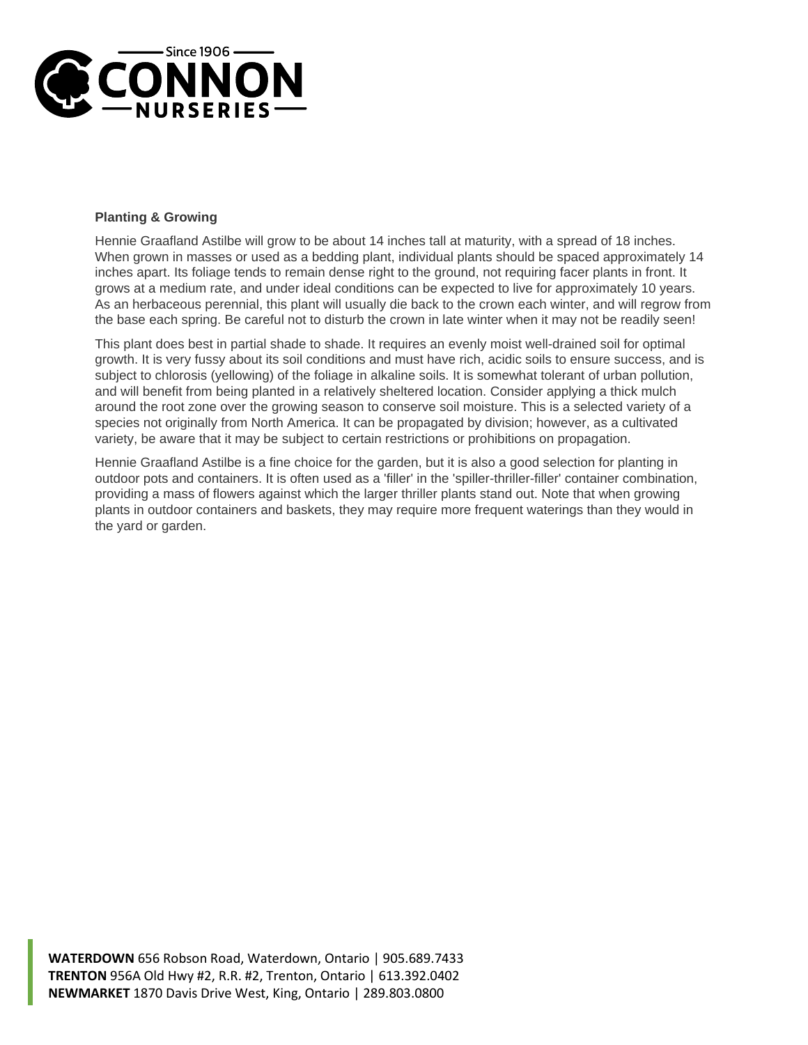### Planting & Growing

Hennie Graafland Astilbe will grow to be about 14 inches tall at maturity, with a spread of 18 inches. When grown in masses or used as a bedding plant, individual plants should be spaced approximately 14 inches apart. Its foliage tends to remain dense right to the ground, not requiring facer plants in front. It grows at a medium rate, and under ideal conditions can be expected to live for approximately 10 years. As an herbaceous perennial, this plant will usually die back to the crown each winter, and will regrow from the base each spring. Be careful not to disturb the crown in late winter when it may not be readily seen!

This plant does best in partial shade to shade. It requires an evenly moist well-drained soil for optimal growth. It is very fussy about its soil conditions and must have rich, acidic soils to ensure success, and is subject to chlorosis (yellowing) of the foliage in alkaline soils. It is somewhat tolerant of urban pollution, and will benefit from being planted in a relatively sheltered location. Consider applying a thick mulch around the root zone over the growing season to conserve soil moisture. This is a selected variety of a species not originally from North America. It can be propagated by division; however, as a cultivated variety, be aware that it may be subject to certain restrictions or prohibitions on propagation.

Hennie Graafland Astilbe is a fine choice for the garden, but it is also a good selection for planting in outdoor pots and containers. It is often used as a 'filler' in the 'spiller-thriller-filler' container combination, providing a mass of flowers against which the larger thriller plants stand out. Note that when growing plants in outdoor containers and baskets, they may require more frequent waterings than they would in the yard or garden.